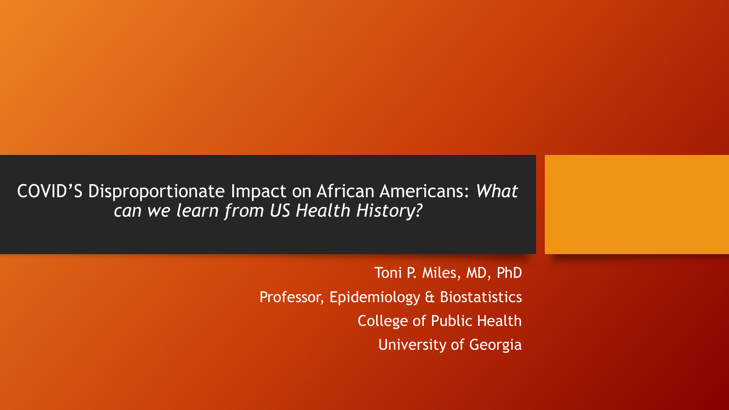# COVID'S Disproportionate Impact on African Americans: *What can we learn from US Health History?*

Toni P. Miles, MD, PhD

Professor, Epidemiology & Biostatistics

College of Public Health

University of Georgia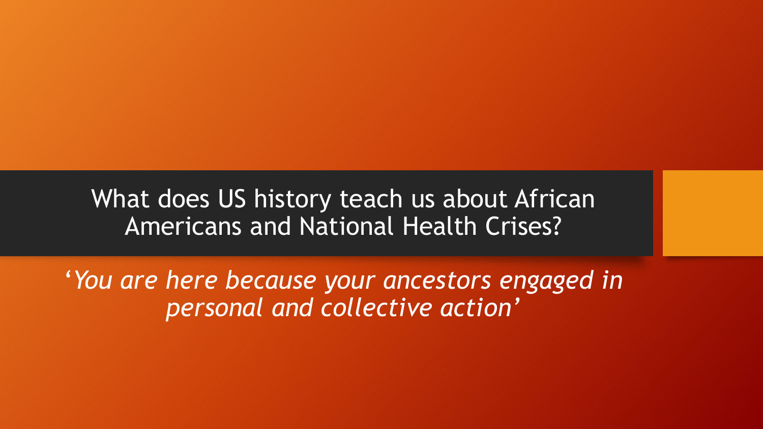# What does US history teach us about African Americans and National Health Crises?

*'You are here because your ancestors engaged in personal and collective action'*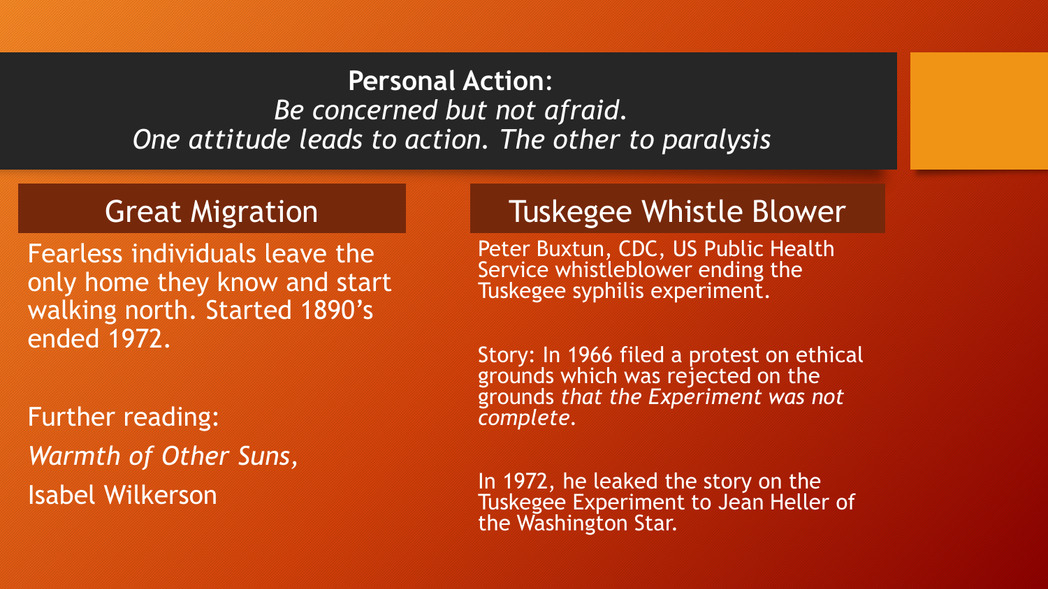**Personal Action**:

*Be concerned but not afraid.*
*One attitude leads to action. The other to paralysis*

## Great Migration

Fearless individuals leave the only home they know and start walking north. Started 1890's ended 1972.

Further reading:

*Warmth of Other Suns*,

Isabel Wilkerson

## Tuskegee Whistle Blower

Peter Buxtun, CDC, US Public Health Service whistleblower ending the Tuskegee syphilis experiment.

Story: In 1966 filed a protest on ethical grounds which was rejected on the grounds *that the Experiment was not complete*.

In 1972, he leaked the story on the Tuskegee Experiment to Jean Heller of the Washington Star.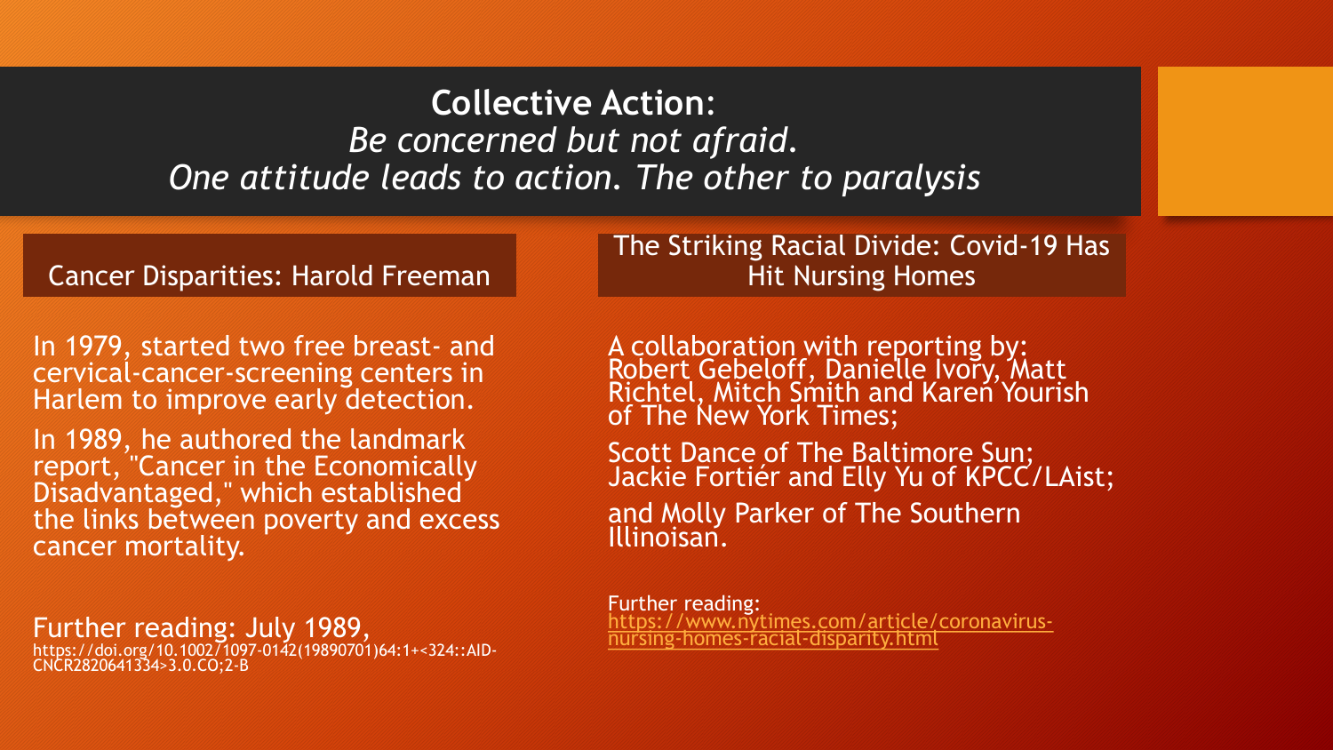# **Collective Action**:

*Be concerned but not afraid.*
*One attitude leads to action. The other to paralysis*

## Cancer Disparities: Harold Freeman

In 1979, started two free breast- and cervical-cancer-screening centers in Harlem to improve early detection.

In 1989, he authored the landmark report, "Cancer in the Economically Disadvantaged," which established the links between poverty and excess cancer mortality.

Further reading: July 1989, https://doi.org/10.1002/1097-0142(19890701)64:1+<324::AID-CNCR2820641334>3.0.CO;2-B

## The Striking Racial Divide: Covid-19 Has Hit Nursing Homes

A collaboration with reporting by: Robert Gebeloff, Danielle Ivory, Matt Richtel, Mitch Smith and Karen Yourish of The New York Times;

Scott Dance of The Baltimore Sun; Jackie Fortiér and Elly Yu of KPCC/LAist;

and Molly Parker of The Southern Illinoisan.

Further reading: https://www.nytimes.com/article/coronavirus-nursing-homes-racial-disparity.html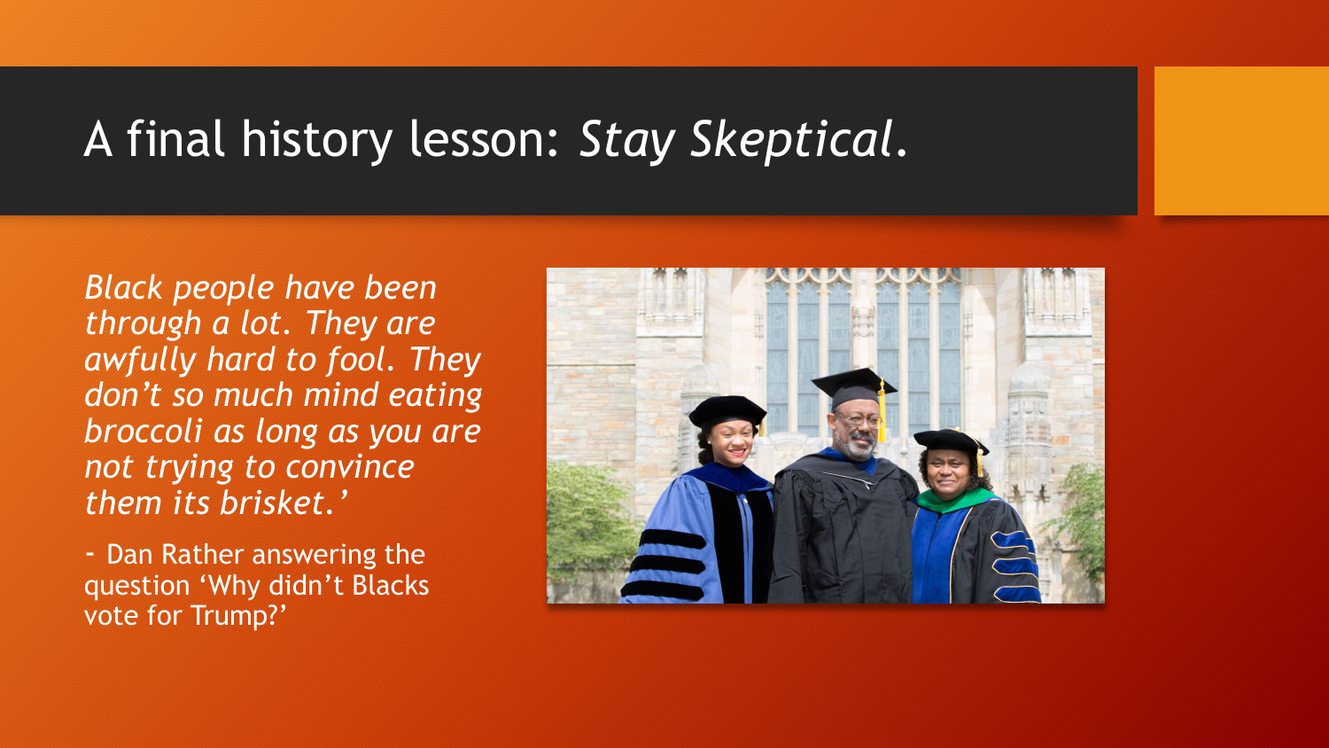# A final history lesson: *Stay Skeptical*.

*Black people have been through a lot. They are awfully hard to fool. They don't so much mind eating broccoli as long as you are not trying to convince them its brisket.'*

- Dan Rather answering the question 'Why didn't Blacks vote for Trump?'